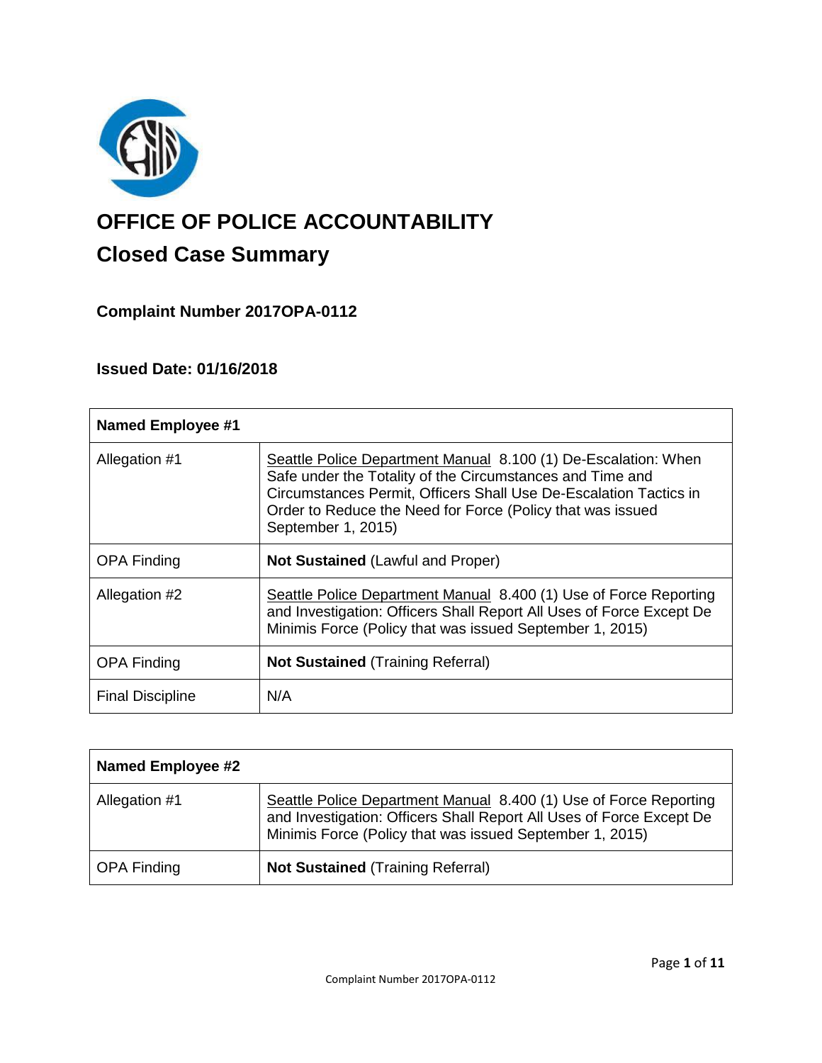# OFFICE OF POLICE ACCOUNTABILITY

## Closed Case Summary

### Complaint Number 2017OPA-0112

### Issued Date: 01/16/2018

| **Named Employee #1** | |
|---|---|
| Allegation #1 | Seattle Police Department Manual 8.100 (1) De-Escalation: When Safe under the Totality of the Circumstances and Time and Circumstances Permit, Officers Shall Use De-Escalation Tactics in Order to Reduce the Need for Force (Policy that was issued September 1, 2015) |
| OPA Finding | **Not Sustained** (Lawful and Proper) |
| Allegation #2 | Seattle Police Department Manual 8.400 (1) Use of Force Reporting and Investigation: Officers Shall Report All Uses of Force Except De Minimis Force (Policy that was issued September 1, 2015) |
| OPA Finding | **Not Sustained** (Training Referral) |
| Final Discipline | N/A |

| **Named Employee #2** | |
|---|---|
| Allegation #1 | Seattle Police Department Manual 8.400 (1) Use of Force Reporting and Investigation: Officers Shall Report All Uses of Force Except De Minimis Force (Policy that was issued September 1, 2015) |
| OPA Finding | **Not Sustained** (Training Referral) |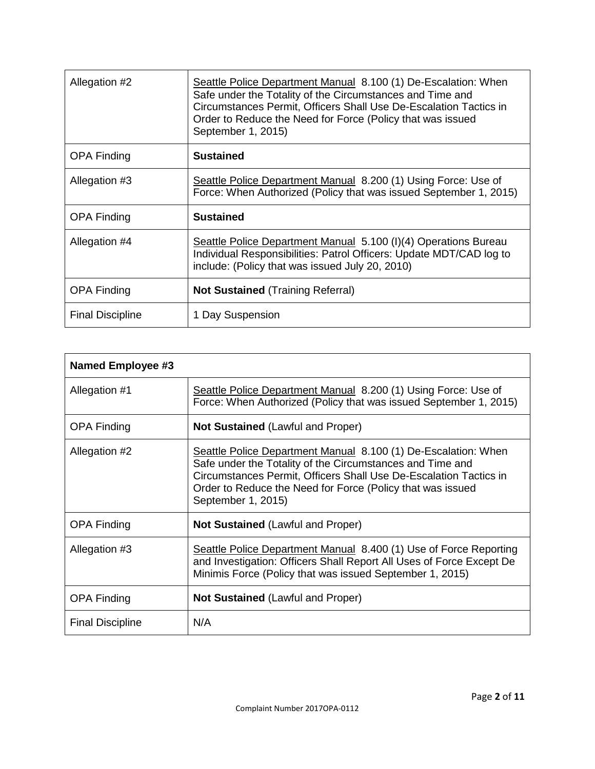| | |
|---|---|
| Allegation #2 | Seattle Police Department Manual 8.100 (1) De-Escalation: When Safe under the Totality of the Circumstances and Time and Circumstances Permit, Officers Shall Use De-Escalation Tactics in Order to Reduce the Need for Force (Policy that was issued September 1, 2015) |
| OPA Finding | **Sustained** |
| Allegation #3 | Seattle Police Department Manual 8.200 (1) Using Force: Use of Force: When Authorized (Policy that was issued September 1, 2015) |
| OPA Finding | **Sustained** |
| Allegation #4 | Seattle Police Department Manual 5.100 (I)(4) Operations Bureau Individual Responsibilities: Patrol Officers: Update MDT/CAD log to include: (Policy that was issued July 20, 2010) |
| OPA Finding | **Not Sustained** (Training Referral) |
| Final Discipline | 1 Day Suspension |

| **Named Employee #3** | |
|---|---|
| Allegation #1 | Seattle Police Department Manual 8.200 (1) Using Force: Use of Force: When Authorized (Policy that was issued September 1, 2015) |
| OPA Finding | **Not Sustained** (Lawful and Proper) |
| Allegation #2 | Seattle Police Department Manual 8.100 (1) De-Escalation: When Safe under the Totality of the Circumstances and Time and Circumstances Permit, Officers Shall Use De-Escalation Tactics in Order to Reduce the Need for Force (Policy that was issued September 1, 2015) |
| OPA Finding | **Not Sustained** (Lawful and Proper) |
| Allegation #3 | Seattle Police Department Manual 8.400 (1) Use of Force Reporting and Investigation: Officers Shall Report All Uses of Force Except De Minimis Force (Policy that was issued September 1, 2015) |
| OPA Finding | **Not Sustained** (Lawful and Proper) |
| Final Discipline | N/A |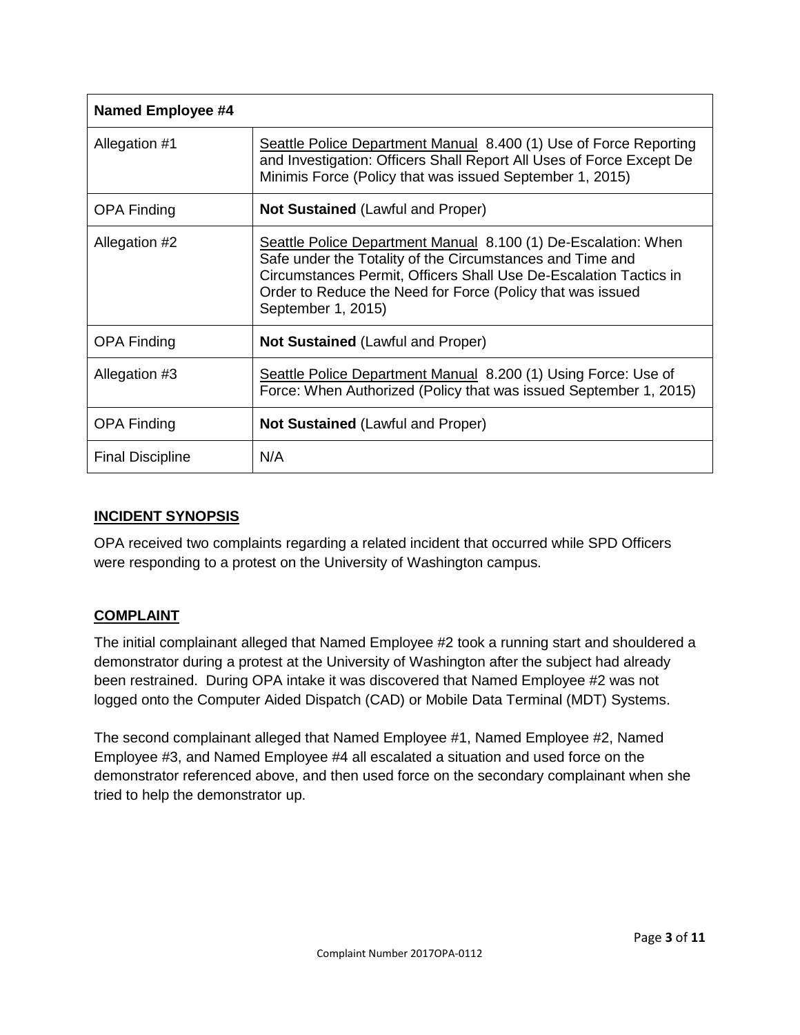| Named Employee #4 | |
|---|---|
| Allegation #1 | Seattle Police Department Manual 8.400 (1) Use of Force Reporting and Investigation: Officers Shall Report All Uses of Force Except De Minimis Force (Policy that was issued September 1, 2015) |
| OPA Finding | **Not Sustained** (Lawful and Proper) |
| Allegation #2 | Seattle Police Department Manual 8.100 (1) De-Escalation: When Safe under the Totality of the Circumstances and Time and Circumstances Permit, Officers Shall Use De-Escalation Tactics in Order to Reduce the Need for Force (Policy that was issued September 1, 2015) |
| OPA Finding | **Not Sustained** (Lawful and Proper) |
| Allegation #3 | Seattle Police Department Manual 8.200 (1) Using Force: Use of Force: When Authorized (Policy that was issued September 1, 2015) |
| OPA Finding | **Not Sustained** (Lawful and Proper) |
| Final Discipline | N/A |

## INCIDENT SYNOPSIS

OPA received two complaints regarding a related incident that occurred while SPD Officers were responding to a protest on the University of Washington campus.

## COMPLAINT

The initial complainant alleged that Named Employee #2 took a running start and shouldered a demonstrator during a protest at the University of Washington after the subject had already been restrained. During OPA intake it was discovered that Named Employee #2 was not logged onto the Computer Aided Dispatch (CAD) or Mobile Data Terminal (MDT) Systems.

The second complainant alleged that Named Employee #1, Named Employee #2, Named Employee #3, and Named Employee #4 all escalated a situation and used force on the demonstrator referenced above, and then used force on the secondary complainant when she tried to help the demonstrator up.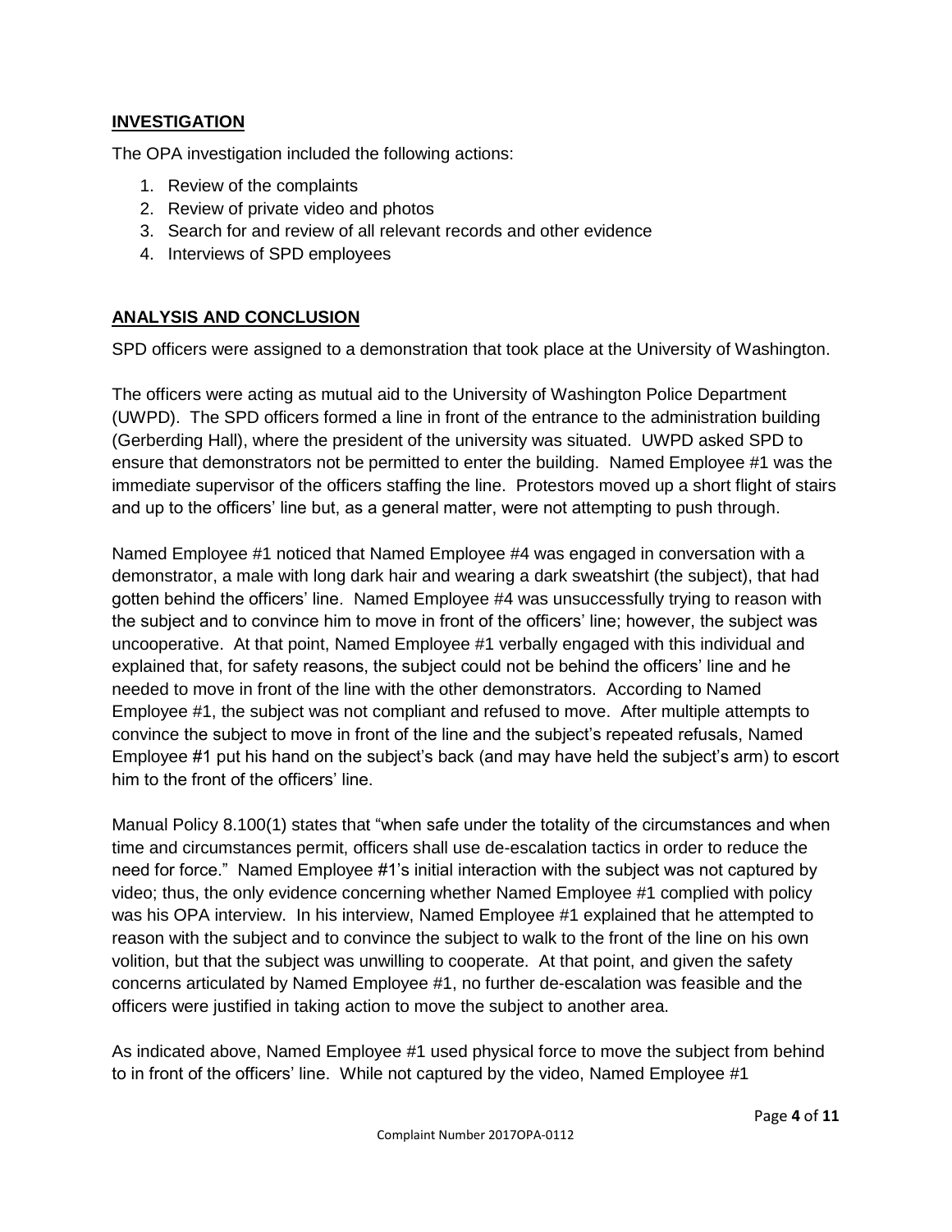## INVESTIGATION

The OPA investigation included the following actions:

1. Review of the complaints
2. Review of private video and photos
3. Search for and review of all relevant records and other evidence
4. Interviews of SPD employees

## ANALYSIS AND CONCLUSION

SPD officers were assigned to a demonstration that took place at the University of Washington.

The officers were acting as mutual aid to the University of Washington Police Department (UWPD). The SPD officers formed a line in front of the entrance to the administration building (Gerberding Hall), where the president of the university was situated. UWPD asked SPD to ensure that demonstrators not be permitted to enter the building. Named Employee #1 was the immediate supervisor of the officers staffing the line. Protestors moved up a short flight of stairs and up to the officers' line but, as a general matter, were not attempting to push through.

Named Employee #1 noticed that Named Employee #4 was engaged in conversation with a demonstrator, a male with long dark hair and wearing a dark sweatshirt (the subject), that had gotten behind the officers' line. Named Employee #4 was unsuccessfully trying to reason with the subject and to convince him to move in front of the officers' line; however, the subject was uncooperative. At that point, Named Employee #1 verbally engaged with this individual and explained that, for safety reasons, the subject could not be behind the officers' line and he needed to move in front of the line with the other demonstrators. According to Named Employee #1, the subject was not compliant and refused to move. After multiple attempts to convince the subject to move in front of the line and the subject's repeated refusals, Named Employee #1 put his hand on the subject's back (and may have held the subject's arm) to escort him to the front of the officers' line.

Manual Policy 8.100(1) states that "when safe under the totality of the circumstances and when time and circumstances permit, officers shall use de-escalation tactics in order to reduce the need for force." Named Employee #1's initial interaction with the subject was not captured by video; thus, the only evidence concerning whether Named Employee #1 complied with policy was his OPA interview. In his interview, Named Employee #1 explained that he attempted to reason with the subject and to convince the subject to walk to the front of the line on his own volition, but that the subject was unwilling to cooperate. At that point, and given the safety concerns articulated by Named Employee #1, no further de-escalation was feasible and the officers were justified in taking action to move the subject to another area.

As indicated above, Named Employee #1 used physical force to move the subject from behind to in front of the officers' line. While not captured by the video, Named Employee #1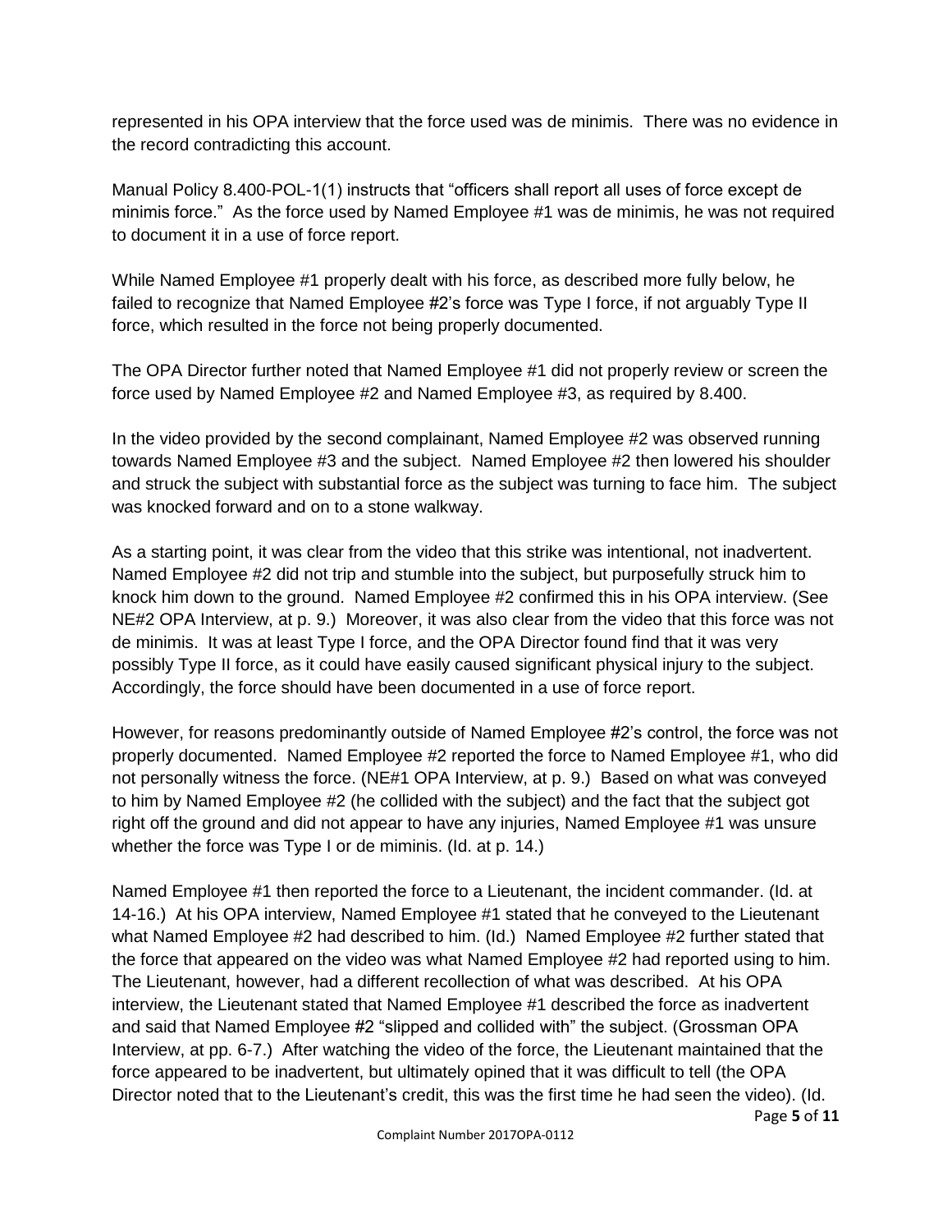represented in his OPA interview that the force used was de minimis. There was no evidence in the record contradicting this account.

Manual Policy 8.400-POL-1(1) instructs that "officers shall report all uses of force except de minimis force." As the force used by Named Employee #1 was de minimis, he was not required to document it in a use of force report.

While Named Employee #1 properly dealt with his force, as described more fully below, he failed to recognize that Named Employee #2's force was Type I force, if not arguably Type II force, which resulted in the force not being properly documented.

The OPA Director further noted that Named Employee #1 did not properly review or screen the force used by Named Employee #2 and Named Employee #3, as required by 8.400.

In the video provided by the second complainant, Named Employee #2 was observed running towards Named Employee #3 and the subject. Named Employee #2 then lowered his shoulder and struck the subject with substantial force as the subject was turning to face him. The subject was knocked forward and on to a stone walkway.

As a starting point, it was clear from the video that this strike was intentional, not inadvertent. Named Employee #2 did not trip and stumble into the subject, but purposefully struck him to knock him down to the ground. Named Employee #2 confirmed this in his OPA interview. (See NE#2 OPA Interview, at p. 9.) Moreover, it was also clear from the video that this force was not de minimis. It was at least Type I force, and the OPA Director found find that it was very possibly Type II force, as it could have easily caused significant physical injury to the subject. Accordingly, the force should have been documented in a use of force report.

However, for reasons predominantly outside of Named Employee #2's control, the force was not properly documented. Named Employee #2 reported the force to Named Employee #1, who did not personally witness the force. (NE#1 OPA Interview, at p. 9.) Based on what was conveyed to him by Named Employee #2 (he collided with the subject) and the fact that the subject got right off the ground and did not appear to have any injuries, Named Employee #1 was unsure whether the force was Type I or de miminis. (Id. at p. 14.)

Named Employee #1 then reported the force to a Lieutenant, the incident commander. (Id. at 14-16.) At his OPA interview, Named Employee #1 stated that he conveyed to the Lieutenant what Named Employee #2 had described to him. (Id.) Named Employee #2 further stated that the force that appeared on the video was what Named Employee #2 had reported using to him. The Lieutenant, however, had a different recollection of what was described. At his OPA interview, the Lieutenant stated that Named Employee #1 described the force as inadvertent and said that Named Employee #2 "slipped and collided with" the subject. (Grossman OPA Interview, at pp. 6-7.) After watching the video of the force, the Lieutenant maintained that the force appeared to be inadvertent, but ultimately opined that it was difficult to tell (the OPA Director noted that to the Lieutenant's credit, this was the first time he had seen the video). (Id.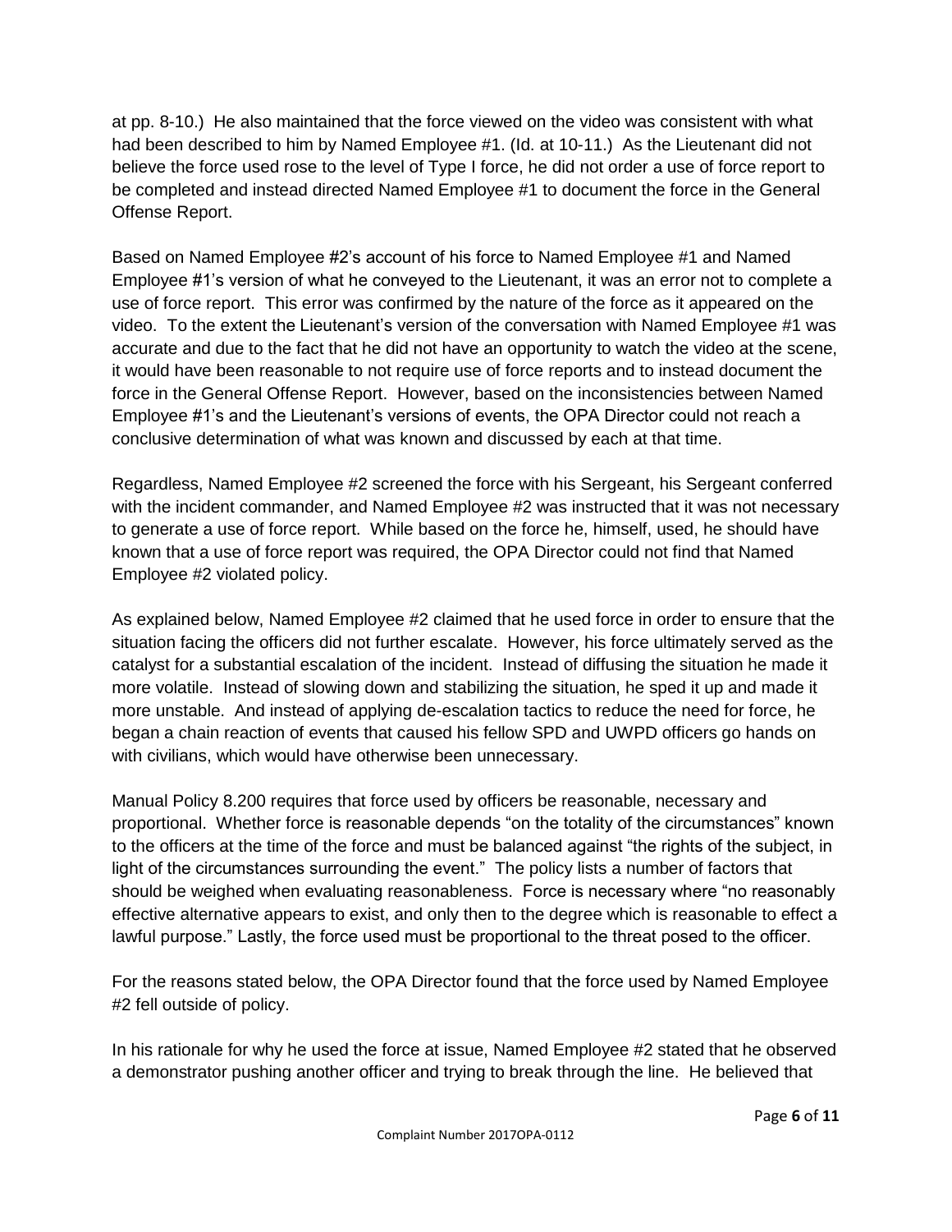at pp. 8-10.) He also maintained that the force viewed on the video was consistent with what had been described to him by Named Employee #1. (Id. at 10-11.) As the Lieutenant did not believe the force used rose to the level of Type I force, he did not order a use of force report to be completed and instead directed Named Employee #1 to document the force in the General Offense Report.

Based on Named Employee #2's account of his force to Named Employee #1 and Named Employee #1's version of what he conveyed to the Lieutenant, it was an error not to complete a use of force report. This error was confirmed by the nature of the force as it appeared on the video. To the extent the Lieutenant's version of the conversation with Named Employee #1 was accurate and due to the fact that he did not have an opportunity to watch the video at the scene, it would have been reasonable to not require use of force reports and to instead document the force in the General Offense Report. However, based on the inconsistencies between Named Employee #1's and the Lieutenant's versions of events, the OPA Director could not reach a conclusive determination of what was known and discussed by each at that time.

Regardless, Named Employee #2 screened the force with his Sergeant, his Sergeant conferred with the incident commander, and Named Employee #2 was instructed that it was not necessary to generate a use of force report. While based on the force he, himself, used, he should have known that a use of force report was required, the OPA Director could not find that Named Employee #2 violated policy.

As explained below, Named Employee #2 claimed that he used force in order to ensure that the situation facing the officers did not further escalate. However, his force ultimately served as the catalyst for a substantial escalation of the incident. Instead of diffusing the situation he made it more volatile. Instead of slowing down and stabilizing the situation, he sped it up and made it more unstable. And instead of applying de-escalation tactics to reduce the need for force, he began a chain reaction of events that caused his fellow SPD and UWPD officers go hands on with civilians, which would have otherwise been unnecessary.

Manual Policy 8.200 requires that force used by officers be reasonable, necessary and proportional. Whether force is reasonable depends "on the totality of the circumstances" known to the officers at the time of the force and must be balanced against "the rights of the subject, in light of the circumstances surrounding the event." The policy lists a number of factors that should be weighed when evaluating reasonableness. Force is necessary where "no reasonably effective alternative appears to exist, and only then to the degree which is reasonable to effect a lawful purpose." Lastly, the force used must be proportional to the threat posed to the officer.

For the reasons stated below, the OPA Director found that the force used by Named Employee #2 fell outside of policy.

In his rationale for why he used the force at issue, Named Employee #2 stated that he observed a demonstrator pushing another officer and trying to break through the line. He believed that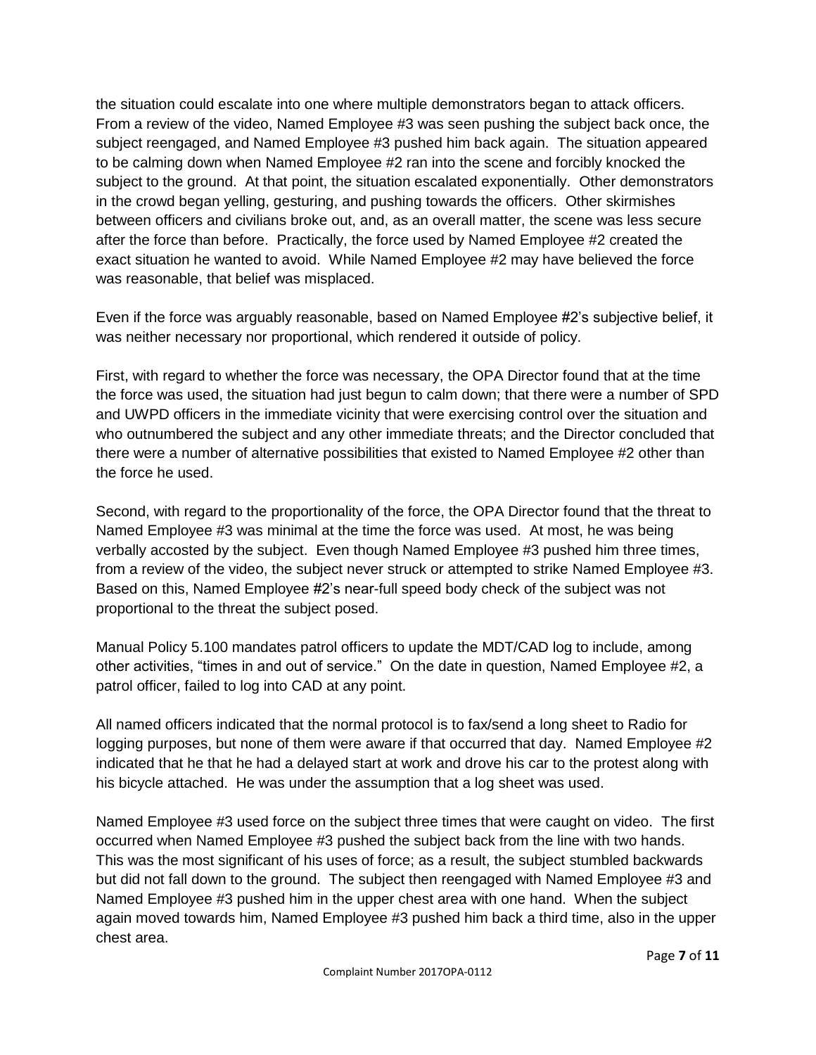the situation could escalate into one where multiple demonstrators began to attack officers. From a review of the video, Named Employee #3 was seen pushing the subject back once, the subject reengaged, and Named Employee #3 pushed him back again. The situation appeared to be calming down when Named Employee #2 ran into the scene and forcibly knocked the subject to the ground. At that point, the situation escalated exponentially. Other demonstrators in the crowd began yelling, gesturing, and pushing towards the officers. Other skirmishes between officers and civilians broke out, and, as an overall matter, the scene was less secure after the force than before. Practically, the force used by Named Employee #2 created the exact situation he wanted to avoid. While Named Employee #2 may have believed the force was reasonable, that belief was misplaced.

Even if the force was arguably reasonable, based on Named Employee #2's subjective belief, it was neither necessary nor proportional, which rendered it outside of policy.

First, with regard to whether the force was necessary, the OPA Director found that at the time the force was used, the situation had just begun to calm down; that there were a number of SPD and UWPD officers in the immediate vicinity that were exercising control over the situation and who outnumbered the subject and any other immediate threats; and the Director concluded that there were a number of alternative possibilities that existed to Named Employee #2 other than the force he used.

Second, with regard to the proportionality of the force, the OPA Director found that the threat to Named Employee #3 was minimal at the time the force was used. At most, he was being verbally accosted by the subject. Even though Named Employee #3 pushed him three times, from a review of the video, the subject never struck or attempted to strike Named Employee #3. Based on this, Named Employee #2's near-full speed body check of the subject was not proportional to the threat the subject posed.

Manual Policy 5.100 mandates patrol officers to update the MDT/CAD log to include, among other activities, "times in and out of service." On the date in question, Named Employee #2, a patrol officer, failed to log into CAD at any point.

All named officers indicated that the normal protocol is to fax/send a long sheet to Radio for logging purposes, but none of them were aware if that occurred that day. Named Employee #2 indicated that he that he had a delayed start at work and drove his car to the protest along with his bicycle attached. He was under the assumption that a log sheet was used.

Named Employee #3 used force on the subject three times that were caught on video. The first occurred when Named Employee #3 pushed the subject back from the line with two hands. This was the most significant of his uses of force; as a result, the subject stumbled backwards but did not fall down to the ground. The subject then reengaged with Named Employee #3 and Named Employee #3 pushed him in the upper chest area with one hand. When the subject again moved towards him, Named Employee #3 pushed him back a third time, also in the upper chest area.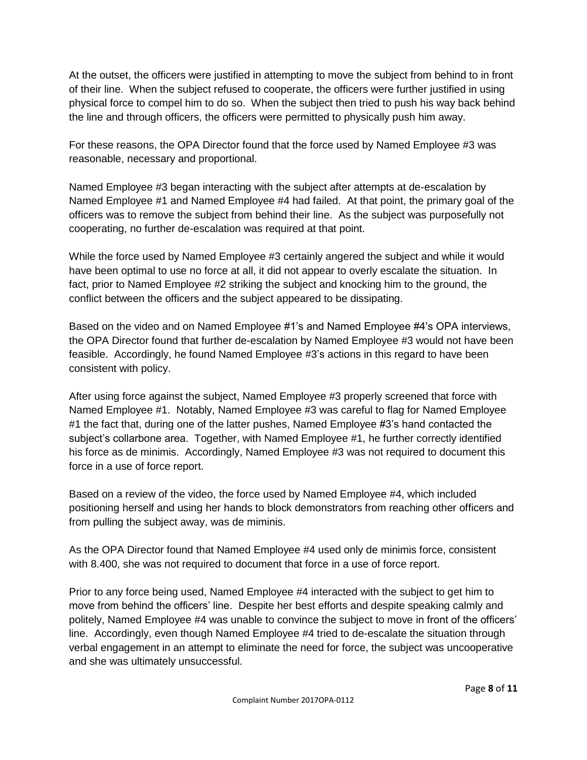At the outset, the officers were justified in attempting to move the subject from behind to in front of their line. When the subject refused to cooperate, the officers were further justified in using physical force to compel him to do so. When the subject then tried to push his way back behind the line and through officers, the officers were permitted to physically push him away.

For these reasons, the OPA Director found that the force used by Named Employee #3 was reasonable, necessary and proportional.

Named Employee #3 began interacting with the subject after attempts at de-escalation by Named Employee #1 and Named Employee #4 had failed. At that point, the primary goal of the officers was to remove the subject from behind their line. As the subject was purposefully not cooperating, no further de-escalation was required at that point.

While the force used by Named Employee #3 certainly angered the subject and while it would have been optimal to use no force at all, it did not appear to overly escalate the situation. In fact, prior to Named Employee #2 striking the subject and knocking him to the ground, the conflict between the officers and the subject appeared to be dissipating.

Based on the video and on Named Employee #1's and Named Employee #4's OPA interviews, the OPA Director found that further de-escalation by Named Employee #3 would not have been feasible. Accordingly, he found Named Employee #3's actions in this regard to have been consistent with policy.

After using force against the subject, Named Employee #3 properly screened that force with Named Employee #1. Notably, Named Employee #3 was careful to flag for Named Employee #1 the fact that, during one of the latter pushes, Named Employee #3's hand contacted the subject's collarbone area. Together, with Named Employee #1, he further correctly identified his force as de minimis. Accordingly, Named Employee #3 was not required to document this force in a use of force report.

Based on a review of the video, the force used by Named Employee #4, which included positioning herself and using her hands to block demonstrators from reaching other officers and from pulling the subject away, was de miminis.

As the OPA Director found that Named Employee #4 used only de minimis force, consistent with 8.400, she was not required to document that force in a use of force report.

Prior to any force being used, Named Employee #4 interacted with the subject to get him to move from behind the officers' line. Despite her best efforts and despite speaking calmly and politely, Named Employee #4 was unable to convince the subject to move in front of the officers' line. Accordingly, even though Named Employee #4 tried to de-escalate the situation through verbal engagement in an attempt to eliminate the need for force, the subject was uncooperative and she was ultimately unsuccessful.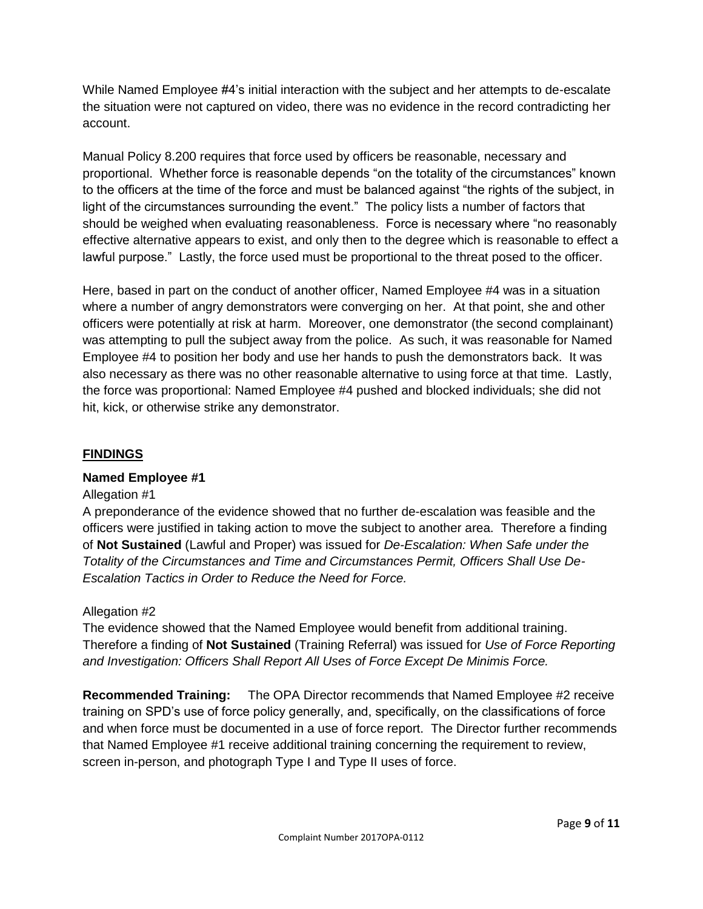While Named Employee #4's initial interaction with the subject and her attempts to de-escalate the situation were not captured on video, there was no evidence in the record contradicting her account.

Manual Policy 8.200 requires that force used by officers be reasonable, necessary and proportional. Whether force is reasonable depends "on the totality of the circumstances" known to the officers at the time of the force and must be balanced against "the rights of the subject, in light of the circumstances surrounding the event." The policy lists a number of factors that should be weighed when evaluating reasonableness. Force is necessary where "no reasonably effective alternative appears to exist, and only then to the degree which is reasonable to effect a lawful purpose." Lastly, the force used must be proportional to the threat posed to the officer.

Here, based in part on the conduct of another officer, Named Employee #4 was in a situation where a number of angry demonstrators were converging on her. At that point, she and other officers were potentially at risk at harm. Moreover, one demonstrator (the second complainant) was attempting to pull the subject away from the police. As such, it was reasonable for Named Employee #4 to position her body and use her hands to push the demonstrators back. It was also necessary as there was no other reasonable alternative to using force at that time. Lastly, the force was proportional: Named Employee #4 pushed and blocked individuals; she did not hit, kick, or otherwise strike any demonstrator.

## FINDINGS

### Named Employee #1

Allegation #1

A preponderance of the evidence showed that no further de-escalation was feasible and the officers were justified in taking action to move the subject to another area. Therefore a finding of **Not Sustained** (Lawful and Proper) was issued for *De-Escalation: When Safe under the Totality of the Circumstances and Time and Circumstances Permit, Officers Shall Use De-Escalation Tactics in Order to Reduce the Need for Force.*

Allegation #2

The evidence showed that the Named Employee would benefit from additional training. Therefore a finding of **Not Sustained** (Training Referral) was issued for *Use of Force Reporting and Investigation: Officers Shall Report All Uses of Force Except De Minimis Force.*

**Recommended Training:** The OPA Director recommends that Named Employee #2 receive training on SPD's use of force policy generally, and, specifically, on the classifications of force and when force must be documented in a use of force report. The Director further recommends that Named Employee #1 receive additional training concerning the requirement to review, screen in-person, and photograph Type I and Type II uses of force.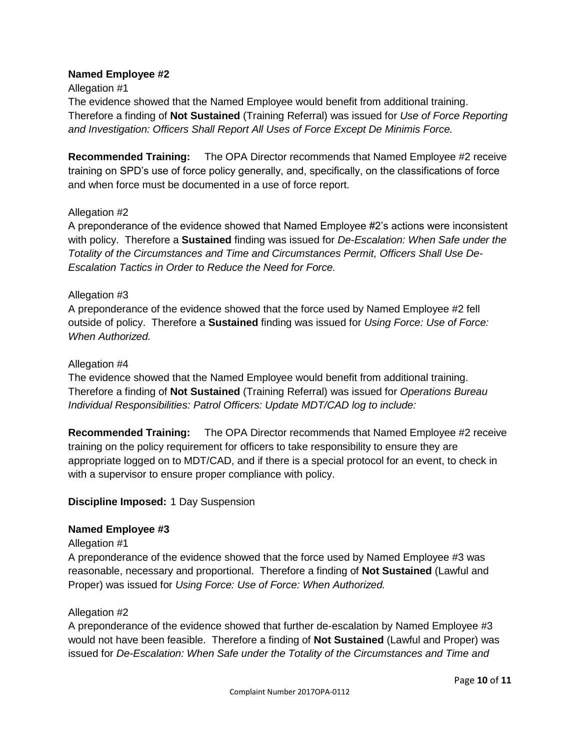**Named Employee #2**

Allegation #1

The evidence showed that the Named Employee would benefit from additional training. Therefore a finding of **Not Sustained** (Training Referral) was issued for *Use of Force Reporting and Investigation: Officers Shall Report All Uses of Force Except De Minimis Force.*

**Recommended Training:** The OPA Director recommends that Named Employee #2 receive training on SPD's use of force policy generally, and, specifically, on the classifications of force and when force must be documented in a use of force report.

Allegation #2

A preponderance of the evidence showed that Named Employee #2's actions were inconsistent with policy. Therefore a **Sustained** finding was issued for *De-Escalation: When Safe under the Totality of the Circumstances and Time and Circumstances Permit, Officers Shall Use De-Escalation Tactics in Order to Reduce the Need for Force.*

Allegation #3

A preponderance of the evidence showed that the force used by Named Employee #2 fell outside of policy. Therefore a **Sustained** finding was issued for *Using Force: Use of Force: When Authorized.*

Allegation #4

The evidence showed that the Named Employee would benefit from additional training. Therefore a finding of **Not Sustained** (Training Referral) was issued for *Operations Bureau Individual Responsibilities: Patrol Officers: Update MDT/CAD log to include:*

**Recommended Training:** The OPA Director recommends that Named Employee #2 receive training on the policy requirement for officers to take responsibility to ensure they are appropriate logged on to MDT/CAD, and if there is a special protocol for an event, to check in with a supervisor to ensure proper compliance with policy.

**Discipline Imposed:** 1 Day Suspension

**Named Employee #3**

Allegation #1

A preponderance of the evidence showed that the force used by Named Employee #3 was reasonable, necessary and proportional. Therefore a finding of **Not Sustained** (Lawful and Proper) was issued for *Using Force: Use of Force: When Authorized.*

Allegation #2

A preponderance of the evidence showed that further de-escalation by Named Employee #3 would not have been feasible. Therefore a finding of **Not Sustained** (Lawful and Proper) was issued for *De-Escalation: When Safe under the Totality of the Circumstances and Time and*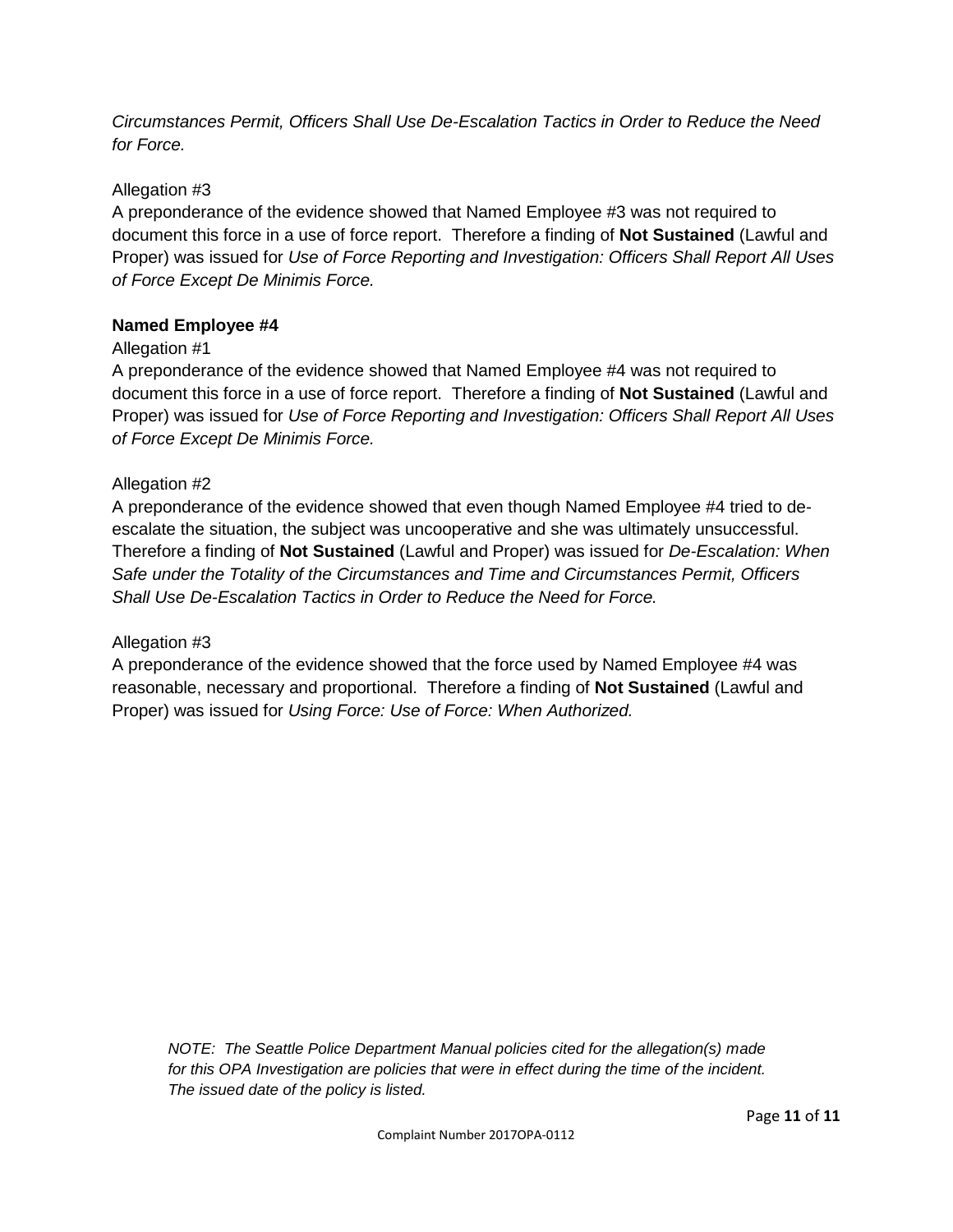*Circumstances Permit, Officers Shall Use De-Escalation Tactics in Order to Reduce the Need for Force.*

Allegation #3

A preponderance of the evidence showed that Named Employee #3 was not required to document this force in a use of force report. Therefore a finding of **Not Sustained** (Lawful and Proper) was issued for *Use of Force Reporting and Investigation: Officers Shall Report All Uses of Force Except De Minimis Force.*

**Named Employee #4**

Allegation #1

A preponderance of the evidence showed that Named Employee #4 was not required to document this force in a use of force report. Therefore a finding of **Not Sustained** (Lawful and Proper) was issued for *Use of Force Reporting and Investigation: Officers Shall Report All Uses of Force Except De Minimis Force.*

Allegation #2

A preponderance of the evidence showed that even though Named Employee #4 tried to de-escalate the situation, the subject was uncooperative and she was ultimately unsuccessful. Therefore a finding of **Not Sustained** (Lawful and Proper) was issued for *De-Escalation: When Safe under the Totality of the Circumstances and Time and Circumstances Permit, Officers Shall Use De-Escalation Tactics in Order to Reduce the Need for Force.*

Allegation #3

A preponderance of the evidence showed that the force used by Named Employee #4 was reasonable, necessary and proportional. Therefore a finding of **Not Sustained** (Lawful and Proper) was issued for *Using Force: Use of Force: When Authorized.*

*NOTE: The Seattle Police Department Manual policies cited for the allegation(s) made for this OPA Investigation are policies that were in effect during the time of the incident. The issued date of the policy is listed.*

Complaint Number 2017OPA-0112